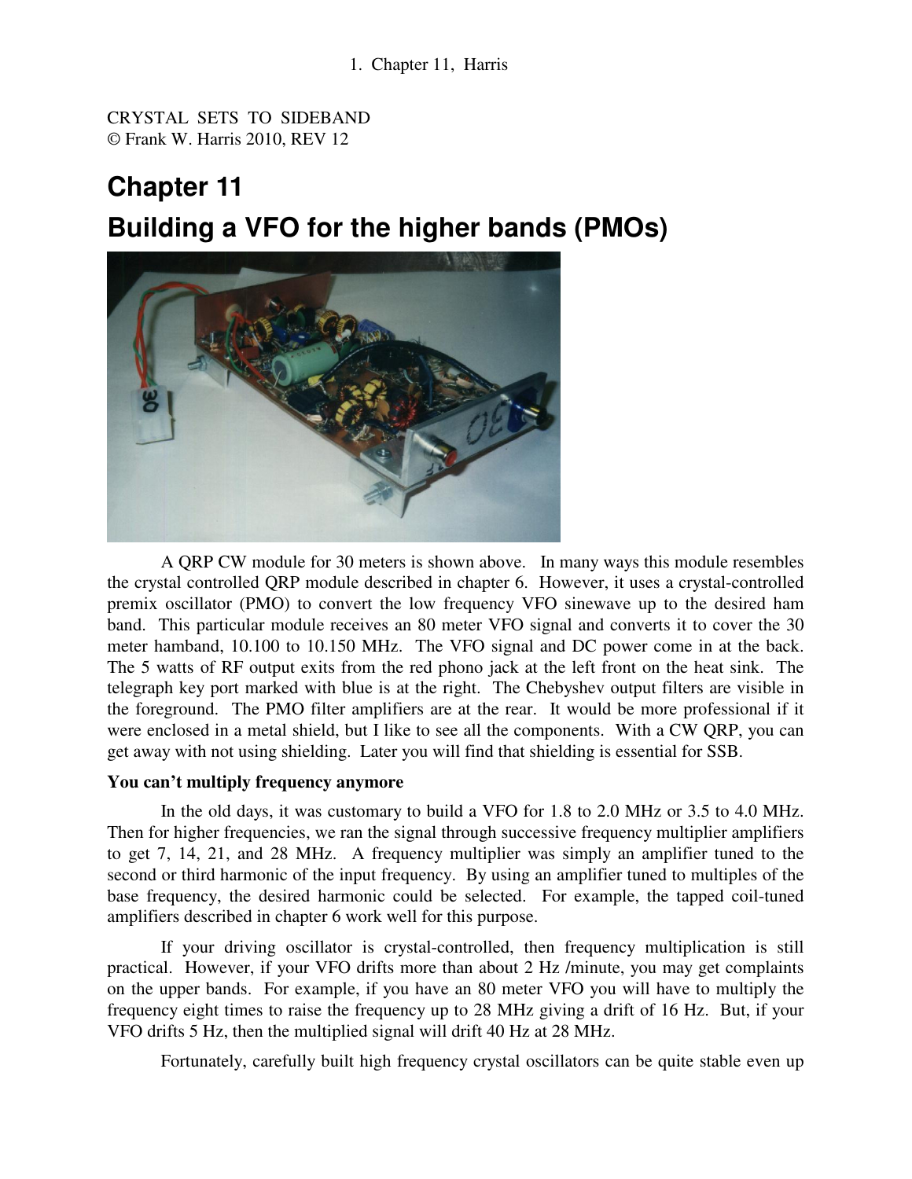CRYSTAL SETS TO SIDEBAND
© Frank W. Harris 2010, REV 12

# Chapter 11

# Building a VFO for the higher bands (PMOs)

A QRP CW module for 30 meters is shown above. In many ways this module resembles the crystal controlled QRP module described in chapter 6. However, it uses a crystal-controlled premix oscillator (PMO) to convert the low frequency VFO sinewave up to the desired ham band. This particular module receives an 80 meter VFO signal and converts it to cover the 30 meter hamband, 10.100 to 10.150 MHz. The VFO signal and DC power come in at the back. The 5 watts of RF output exits from the red phono jack at the left front on the heat sink. The telegraph key port marked with blue is at the right. The Chebyshev output filters are visible in the foreground. The PMO filter amplifiers are at the rear. It would be more professional if it were enclosed in a metal shield, but I like to see all the components. With a CW QRP, you can get away with not using shielding. Later you will find that shielding is essential for SSB.

**You can't multiply frequency anymore**

In the old days, it was customary to build a VFO for 1.8 to 2.0 MHz or 3.5 to 4.0 MHz. Then for higher frequencies, we ran the signal through successive frequency multiplier amplifiers to get 7, 14, 21, and 28 MHz. A frequency multiplier was simply an amplifier tuned to the second or third harmonic of the input frequency. By using an amplifier tuned to multiples of the base frequency, the desired harmonic could be selected. For example, the tapped coil-tuned amplifiers described in chapter 6 work well for this purpose.

If your driving oscillator is crystal-controlled, then frequency multiplication is still practical. However, if your VFO drifts more than about 2 Hz /minute, you may get complaints on the upper bands. For example, if you have an 80 meter VFO you will have to multiply the frequency eight times to raise the frequency up to 28 MHz giving a drift of 16 Hz. But, if your VFO drifts 5 Hz, then the multiplied signal will drift 40 Hz at 28 MHz.

Fortunately, carefully built high frequency crystal oscillators can be quite stable even up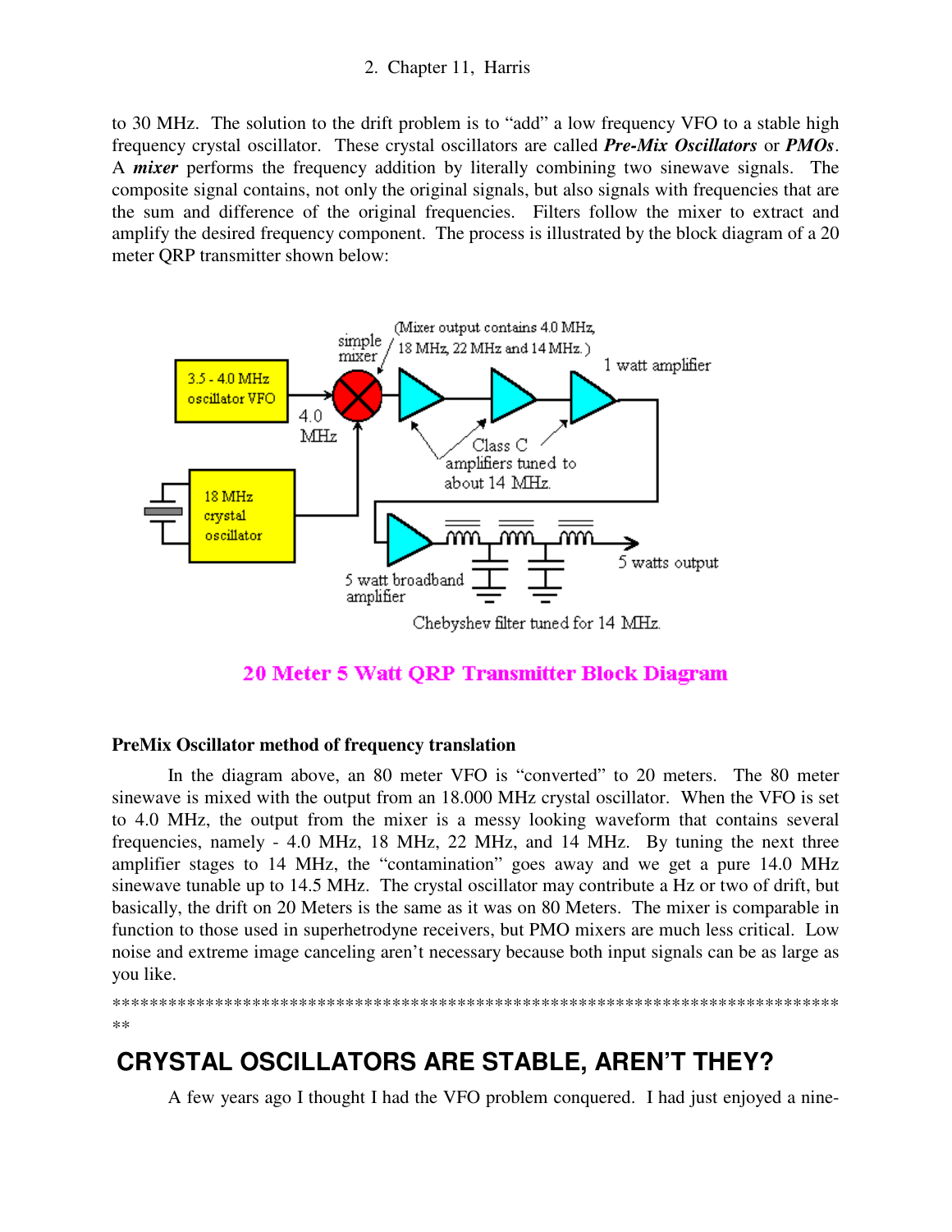to 30 MHz. The solution to the drift problem is to "add" a low frequency VFO to a stable high frequency crystal oscillator. These crystal oscillators are called ***Pre-Mix Oscillators*** or ***PMOs***. A ***mixer*** performs the frequency addition by literally combining two sinewave signals. The composite signal contains, not only the original signals, but also signals with frequencies that are the sum and difference of the original frequencies. Filters follow the mixer to extract and amplify the desired frequency component. The process is illustrated by the block diagram of a 20 meter QRP transmitter shown below:

20 Meter 5 Watt QRP Transmitter Block Diagram

**PreMix Oscillator method of frequency translation**

In the diagram above, an 80 meter VFO is "converted" to 20 meters. The 80 meter sinewave is mixed with the output from an 18.000 MHz crystal oscillator. When the VFO is set to 4.0 MHz, the output from the mixer is a messy looking waveform that contains several frequencies, namely - 4.0 MHz, 18 MHz, 22 MHz, and 14 MHz. By tuning the next three amplifier stages to 14 MHz, the "contamination" goes away and we get a pure 14.0 MHz sinewave tunable up to 14.5 MHz. The crystal oscillator may contribute a Hz or two of drift, but basically, the drift on 20 Meters is the same as it was on 80 Meters. The mixer is comparable in function to those used in superhetrodyne receivers, but PMO mixers are much less critical. Low noise and extreme image canceling aren't necessary because both input signals can be as large as you like.

**************************************************************************************

## CRYSTAL OSCILLATORS ARE STABLE, AREN'T THEY?

A few years ago I thought I had the VFO problem conquered. I had just enjoyed a nine-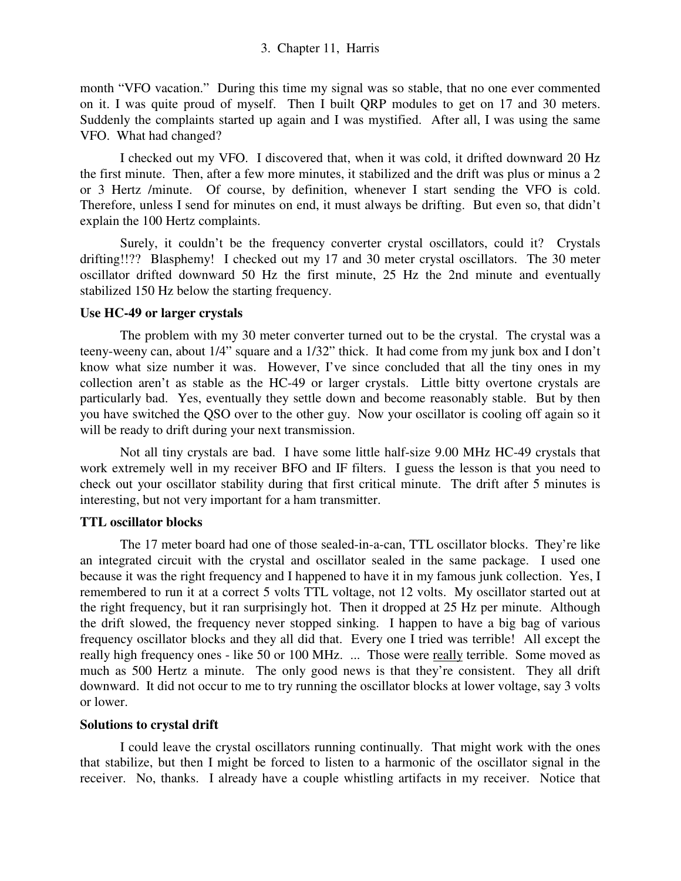month "VFO vacation." During this time my signal was so stable, that no one ever commented on it. I was quite proud of myself. Then I built QRP modules to get on 17 and 30 meters. Suddenly the complaints started up again and I was mystified. After all, I was using the same VFO. What had changed?

I checked out my VFO. I discovered that, when it was cold, it drifted downward 20 Hz the first minute. Then, after a few more minutes, it stabilized and the drift was plus or minus a 2 or 3 Hertz /minute. Of course, by definition, whenever I start sending the VFO is cold. Therefore, unless I send for minutes on end, it must always be drifting. But even so, that didn't explain the 100 Hertz complaints.

Surely, it couldn't be the frequency converter crystal oscillators, could it? Crystals drifting!!?? Blasphemy! I checked out my 17 and 30 meter crystal oscillators. The 30 meter oscillator drifted downward 50 Hz the first minute, 25 Hz the 2nd minute and eventually stabilized 150 Hz below the starting frequency.

**Use HC-49 or larger crystals**

The problem with my 30 meter converter turned out to be the crystal. The crystal was a teeny-weeny can, about 1/4" square and a 1/32" thick. It had come from my junk box and I don't know what size number it was. However, I've since concluded that all the tiny ones in my collection aren't as stable as the HC-49 or larger crystals. Little bitty overtone crystals are particularly bad. Yes, eventually they settle down and become reasonably stable. But by then you have switched the QSO over to the other guy. Now your oscillator is cooling off again so it will be ready to drift during your next transmission.

Not all tiny crystals are bad. I have some little half-size 9.00 MHz HC-49 crystals that work extremely well in my receiver BFO and IF filters. I guess the lesson is that you need to check out your oscillator stability during that first critical minute. The drift after 5 minutes is interesting, but not very important for a ham transmitter.

**TTL oscillator blocks**

The 17 meter board had one of those sealed-in-a-can, TTL oscillator blocks. They're like an integrated circuit with the crystal and oscillator sealed in the same package. I used one because it was the right frequency and I happened to have it in my famous junk collection. Yes, I remembered to run it at a correct 5 volts TTL voltage, not 12 volts. My oscillator started out at the right frequency, but it ran surprisingly hot. Then it dropped at 25 Hz per minute. Although the drift slowed, the frequency never stopped sinking. I happen to have a big bag of various frequency oscillator blocks and they all did that. Every one I tried was terrible! All except the really high frequency ones - like 50 or 100 MHz. ... Those were <u>really</u> terrible. Some moved as much as 500 Hertz a minute. The only good news is that they're consistent. They all drift downward. It did not occur to me to try running the oscillator blocks at lower voltage, say 3 volts or lower.

**Solutions to crystal drift**

I could leave the crystal oscillators running continually. That might work with the ones that stabilize, but then I might be forced to listen to a harmonic of the oscillator signal in the receiver. No, thanks. I already have a couple whistling artifacts in my receiver. Notice that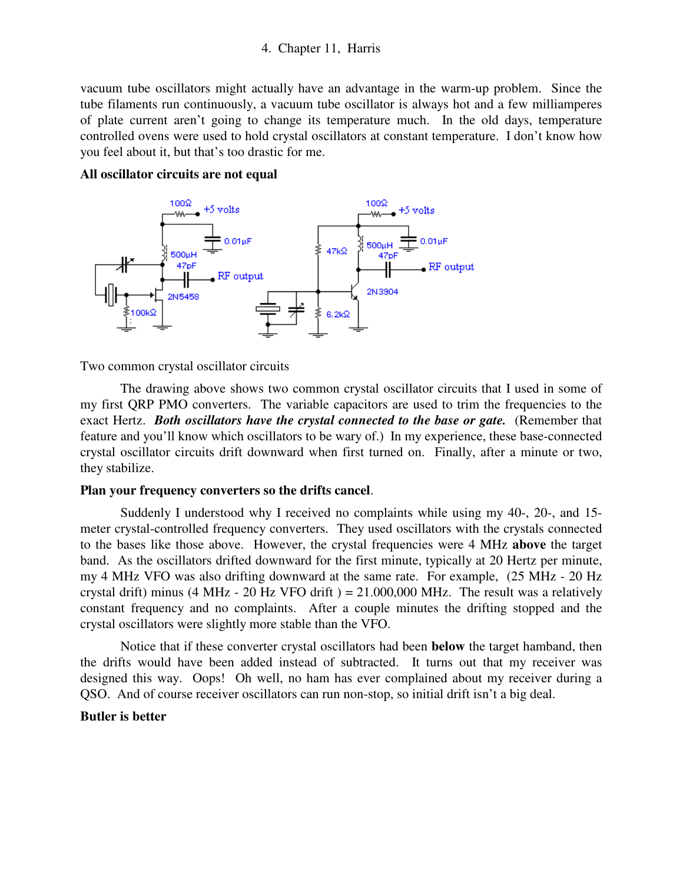vacuum tube oscillators might actually have an advantage in the warm-up problem. Since the tube filaments run continuously, a vacuum tube oscillator is always hot and a few milliamperes of plate current aren't going to change its temperature much. In the old days, temperature controlled ovens were used to hold crystal oscillators at constant temperature. I don't know how you feel about it, but that's too drastic for me.

**All oscillator circuits are not equal**

Two common crystal oscillator circuits

The drawing above shows two common crystal oscillator circuits that I used in some of my first QRP PMO converters. The variable capacitors are used to trim the frequencies to the exact Hertz. ***Both oscillators have the crystal connected to the base or gate.*** (Remember that feature and you'll know which oscillators to be wary of.) In my experience, these base-connected crystal oscillator circuits drift downward when first turned on. Finally, after a minute or two, they stabilize.

**Plan your frequency converters so the drifts cancel**.

Suddenly I understood why I received no complaints while using my 40-, 20-, and 15-meter crystal-controlled frequency converters. They used oscillators with the crystals connected to the bases like those above. However, the crystal frequencies were 4 MHz **above** the target band. As the oscillators drifted downward for the first minute, typically at 20 Hertz per minute, my 4 MHz VFO was also drifting downward at the same rate. For example, (25 MHz - 20 Hz crystal drift) minus (4 MHz - 20 Hz VFO drift ) = 21.000,000 MHz. The result was a relatively constant frequency and no complaints. After a couple minutes the drifting stopped and the crystal oscillators were slightly more stable than the VFO.

Notice that if these converter crystal oscillators had been **below** the target hamband, then the drifts would have been added instead of subtracted. It turns out that my receiver was designed this way. Oops! Oh well, no ham has ever complained about my receiver during a QSO. And of course receiver oscillators can run non-stop, so initial drift isn't a big deal.

**Butler is better**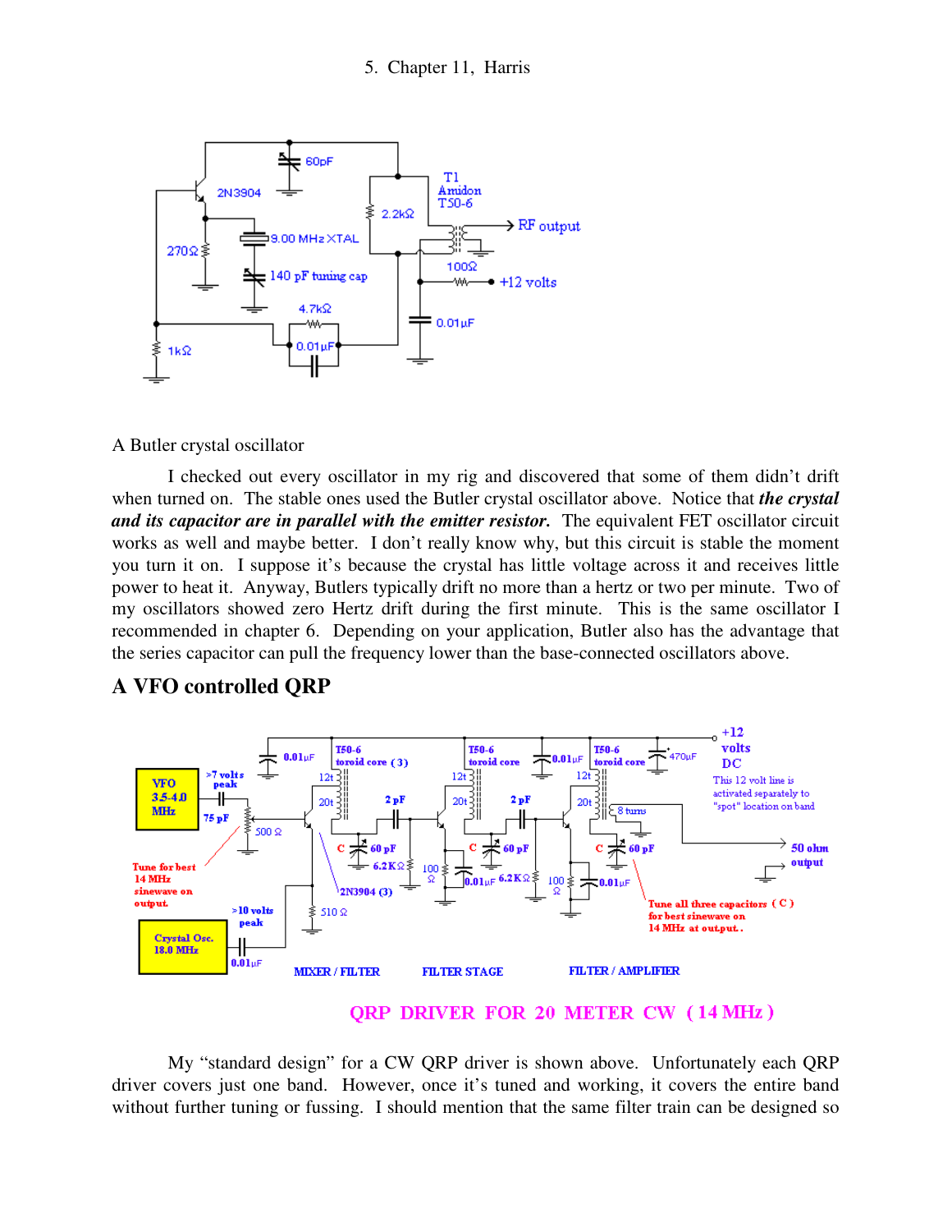A Butler crystal oscillator

I checked out every oscillator in my rig and discovered that some of them didn't drift when turned on. The stable ones used the Butler crystal oscillator above. Notice that ***the crystal and its capacitor are in parallel with the emitter resistor.*** The equivalent FET oscillator circuit works as well and maybe better. I don't really know why, but this circuit is stable the moment you turn it on. I suppose it's because the crystal has little voltage across it and receives little power to heat it. Anyway, Butlers typically drift no more than a hertz or two per minute. Two of my oscillators showed zero Hertz drift during the first minute. This is the same oscillator I recommended in chapter 6. Depending on your application, Butler also has the advantage that the series capacitor can pull the frequency lower than the base-connected oscillators above.

## A VFO controlled QRP

QRP DRIVER FOR 20 METER CW (14 MHz)

My "standard design" for a CW QRP driver is shown above. Unfortunately each QRP driver covers just one band. However, once it's tuned and working, it covers the entire band without further tuning or fussing. I should mention that the same filter train can be designed so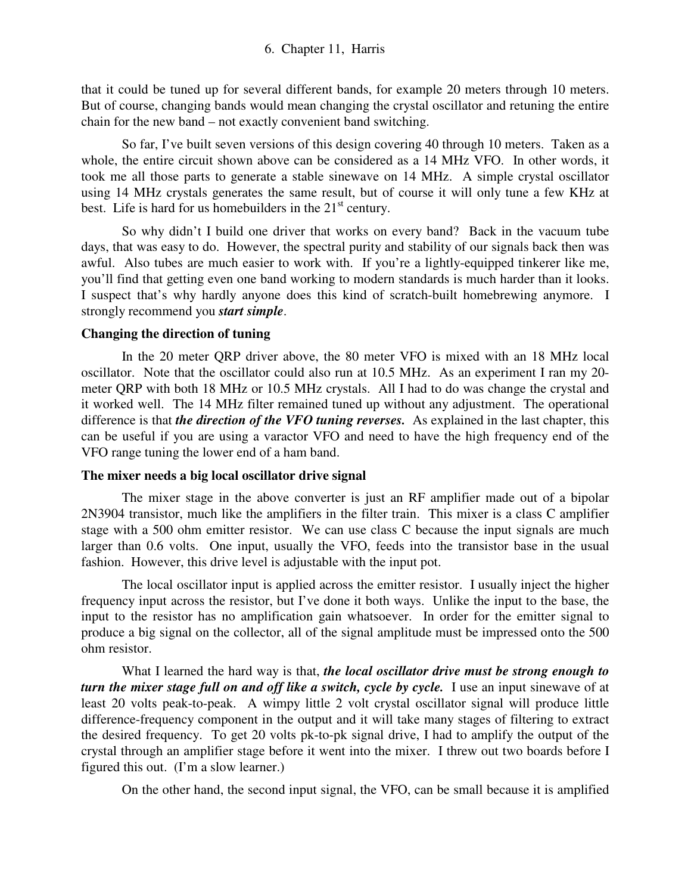that it could be tuned up for several different bands, for example 20 meters through 10 meters. But of course, changing bands would mean changing the crystal oscillator and retuning the entire chain for the new band – not exactly convenient band switching.

So far, I've built seven versions of this design covering 40 through 10 meters. Taken as a whole, the entire circuit shown above can be considered as a 14 MHz VFO. In other words, it took me all those parts to generate a stable sinewave on 14 MHz. A simple crystal oscillator using 14 MHz crystals generates the same result, but of course it will only tune a few KHz at best. Life is hard for us homebuilders in the 21st century.

So why didn't I build one driver that works on every band? Back in the vacuum tube days, that was easy to do. However, the spectral purity and stability of our signals back then was awful. Also tubes are much easier to work with. If you're a lightly-equipped tinkerer like me, you'll find that getting even one band working to modern standards is much harder than it looks. I suspect that's why hardly anyone does this kind of scratch-built homebrewing anymore. I strongly recommend you ***start simple***.

**Changing the direction of tuning**

In the 20 meter QRP driver above, the 80 meter VFO is mixed with an 18 MHz local oscillator. Note that the oscillator could also run at 10.5 MHz. As an experiment I ran my 20-meter QRP with both 18 MHz or 10.5 MHz crystals. All I had to do was change the crystal and it worked well. The 14 MHz filter remained tuned up without any adjustment. The operational difference is that ***the direction of the VFO tuning reverses.*** As explained in the last chapter, this can be useful if you are using a varactor VFO and need to have the high frequency end of the VFO range tuning the lower end of a ham band.

**The mixer needs a big local oscillator drive signal**

The mixer stage in the above converter is just an RF amplifier made out of a bipolar 2N3904 transistor, much like the amplifiers in the filter train. This mixer is a class C amplifier stage with a 500 ohm emitter resistor. We can use class C because the input signals are much larger than 0.6 volts. One input, usually the VFO, feeds into the transistor base in the usual fashion. However, this drive level is adjustable with the input pot.

The local oscillator input is applied across the emitter resistor. I usually inject the higher frequency input across the resistor, but I've done it both ways. Unlike the input to the base, the input to the resistor has no amplification gain whatsoever. In order for the emitter signal to produce a big signal on the collector, all of the signal amplitude must be impressed onto the 500 ohm resistor.

What I learned the hard way is that, ***the local oscillator drive must be strong enough to turn the mixer stage full on and off like a switch, cycle by cycle.*** I use an input sinewave of at least 20 volts peak-to-peak. A wimpy little 2 volt crystal oscillator signal will produce little difference-frequency component in the output and it will take many stages of filtering to extract the desired frequency. To get 20 volts pk-to-pk signal drive, I had to amplify the output of the crystal through an amplifier stage before it went into the mixer. I threw out two boards before I figured this out. (I'm a slow learner.)

On the other hand, the second input signal, the VFO, can be small because it is amplified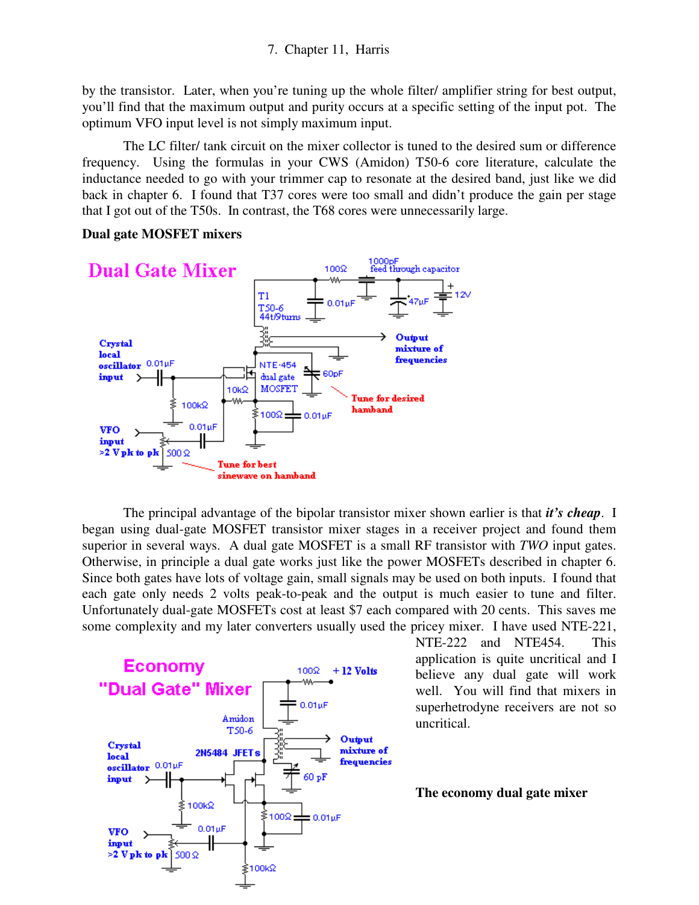by the transistor. Later, when you're tuning up the whole filter/ amplifier string for best output, you'll find that the maximum output and purity occurs at a specific setting of the input pot. The optimum VFO input level is not simply maximum input.

The LC filter/ tank circuit on the mixer collector is tuned to the desired sum or difference frequency. Using the formulas in your CWS (Amidon) T50-6 core literature, calculate the inductance needed to go with your trimmer cap to resonate at the desired band, just like we did back in chapter 6. I found that T37 cores were too small and didn't produce the gain per stage that I got out of the T50s. In contrast, the T68 cores were unnecessarily large.

**Dual gate MOSFET mixers**

The principal advantage of the bipolar transistor mixer shown earlier is that ***it's cheap***. I began using dual-gate MOSFET transistor mixer stages in a receiver project and found them superior in several ways. A dual gate MOSFET is a small RF transistor with *TWO* input gates. Otherwise, in principle a dual gate works just like the power MOSFETs described in chapter 6. Since both gates have lots of voltage gain, small signals may be used on both inputs. I found that each gate only needs 2 volts peak-to-peak and the output is much easier to tune and filter. Unfortunately dual-gate MOSFETs cost at least $7 each compared with 20 cents. This saves me some complexity and my later converters usually used the pricey mixer. I have used NTE-221, NTE-222 and NTE454. This application is quite uncritical and I believe any dual gate will work well. You will find that mixers in superhetrodyne receivers are not so uncritical.

**The economy dual gate mixer**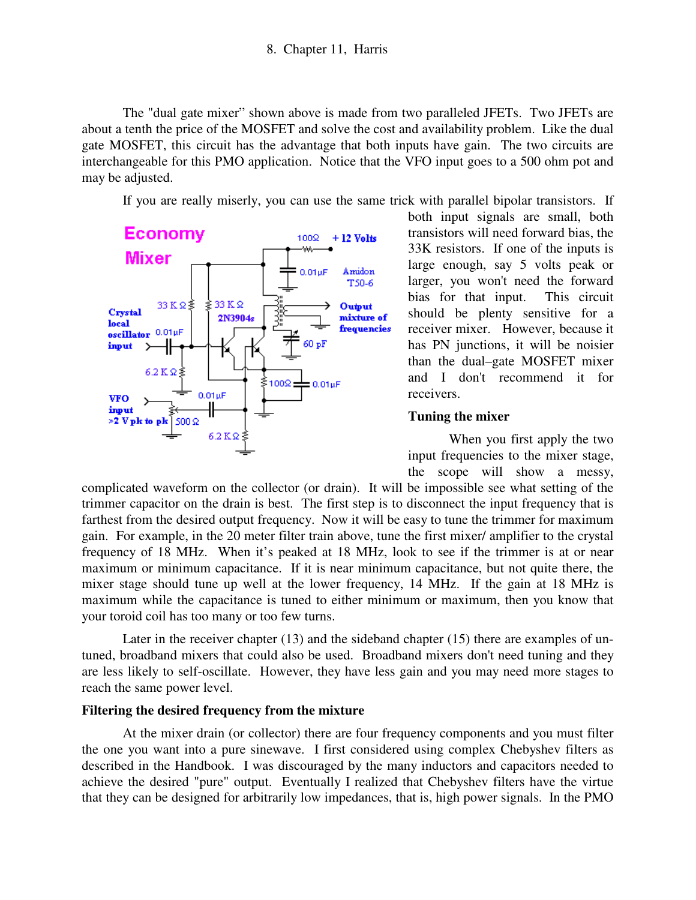The "dual gate mixer" shown above is made from two paralleled JFETs. Two JFETs are about a tenth the price of the MOSFET and solve the cost and availability problem. Like the dual gate MOSFET, this circuit has the advantage that both inputs have gain. The two circuits are interchangeable for this PMO application. Notice that the VFO input goes to a 500 ohm pot and may be adjusted.

If you are really miserly, you can use the same trick with parallel bipolar transistors. If both input signals are small, both transistors will need forward bias, the 33K resistors. If one of the inputs is large enough, say 5 volts peak or larger, you won't need the forward bias for that input. This circuit should be plenty sensitive for a receiver mixer. However, because it has PN junctions, it will be noisier than the dual–gate MOSFET mixer and I don't recommend it for receivers.

## Tuning the mixer

When you first apply the two input frequencies to the mixer stage, the scope will show a messy, complicated waveform on the collector (or drain). It will be impossible see what setting of the trimmer capacitor on the drain is best. The first step is to disconnect the input frequency that is farthest from the desired output frequency. Now it will be easy to tune the trimmer for maximum gain. For example, in the 20 meter filter train above, tune the first mixer/ amplifier to the crystal frequency of 18 MHz. When it's peaked at 18 MHz, look to see if the trimmer is at or near maximum or minimum capacitance. If it is near minimum capacitance, but not quite there, the mixer stage should tune up well at the lower frequency, 14 MHz. If the gain at 18 MHz is maximum while the capacitance is tuned to either minimum or maximum, then you know that your toroid coil has too many or too few turns.

Later in the receiver chapter (13) and the sideband chapter (15) there are examples of un-tuned, broadband mixers that could also be used. Broadband mixers don't need tuning and they are less likely to self-oscillate. However, they have less gain and you may need more stages to reach the same power level.

## Filtering the desired frequency from the mixture

At the mixer drain (or collector) there are four frequency components and you must filter the one you want into a pure sinewave. I first considered using complex Chebyshev filters as described in the Handbook. I was discouraged by the many inductors and capacitors needed to achieve the desired "pure" output. Eventually I realized that Chebyshev filters have the virtue that they can be designed for arbitrarily low impedances, that is, high power signals. In the PMO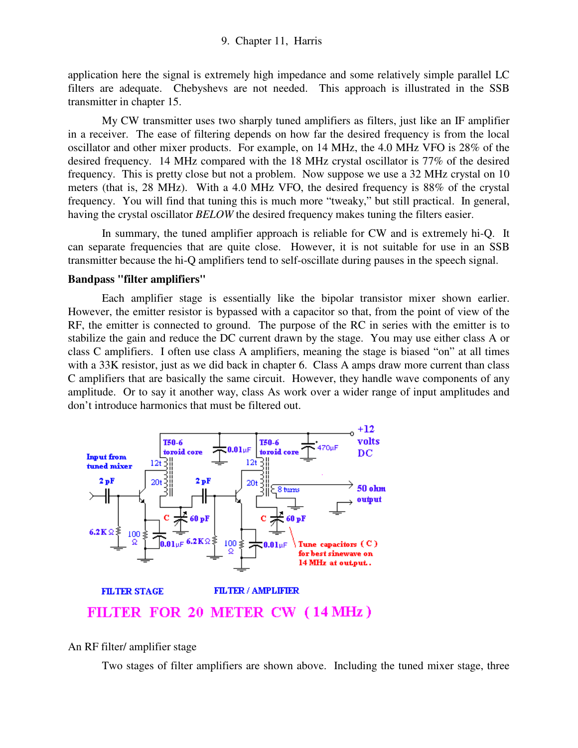application here the signal is extremely high impedance and some relatively simple parallel LC filters are adequate. Chebyshevs are not needed. This approach is illustrated in the SSB transmitter in chapter 15.

My CW transmitter uses two sharply tuned amplifiers as filters, just like an IF amplifier in a receiver. The ease of filtering depends on how far the desired frequency is from the local oscillator and other mixer products. For example, on 14 MHz, the 4.0 MHz VFO is 28% of the desired frequency. 14 MHz compared with the 18 MHz crystal oscillator is 77% of the desired frequency. This is pretty close but not a problem. Now suppose we use a 32 MHz crystal on 10 meters (that is, 28 MHz). With a 4.0 MHz VFO, the desired frequency is 88% of the crystal frequency. You will find that tuning this is much more “tweaky,” but still practical. In general, having the crystal oscillator *BELOW* the desired frequency makes tuning the filters easier.

In summary, the tuned amplifier approach is reliable for CW and is extremely hi-Q. It can separate frequencies that are quite close. However, it is not suitable for use in an SSB transmitter because the hi-Q amplifiers tend to self-oscillate during pauses in the speech signal.

**Bandpass "filter amplifiers"**

Each amplifier stage is essentially like the bipolar transistor mixer shown earlier. However, the emitter resistor is bypassed with a capacitor so that, from the point of view of the RF, the emitter is connected to ground. The purpose of the RC in series with the emitter is to stabilize the gain and reduce the DC current drawn by the stage. You may use either class A or class C amplifiers. I often use class A amplifiers, meaning the stage is biased “on” at all times with a 33K resistor, just as we did back in chapter 6. Class A amps draw more current than class C amplifiers that are basically the same circuit. However, they handle wave components of any amplitude. Or to say it another way, class As work over a wider range of input amplitudes and don’t introduce harmonics that must be filtered out.

Input from tuned mixer; 2 pF; 6.2K Ω; 100 Ω; 0.01μF; T50-6 toroid core; 12t; 20t; C; 60 pF; 0.01μF; 2 pF; 6.2K Ω; 100 Ω; 0.01μF; T50-6 toroid core; 12t; 20t; 8 turns; 470μF; C; 60 pF; +12 volts DC; 50 ohm output; Tune capacitors (C) for best sinewave on 14 MHz at output.

FILTER STAGE FILTER / AMPLIFIER

FILTER FOR 20 METER CW (14 MHz)

An RF filter/ amplifier stage

Two stages of filter amplifiers are shown above. Including the tuned mixer stage, three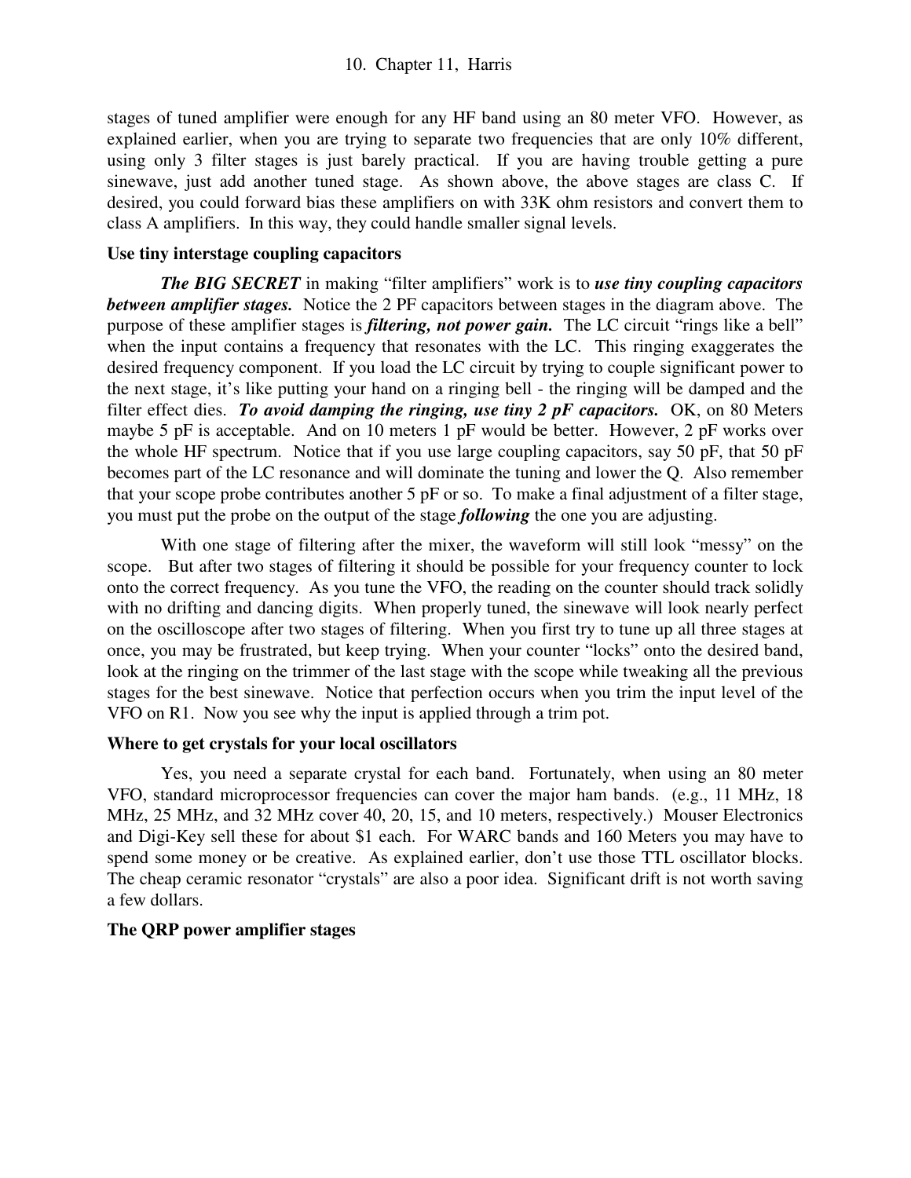stages of tuned amplifier were enough for any HF band using an 80 meter VFO. However, as explained earlier, when you are trying to separate two frequencies that are only 10% different, using only 3 filter stages is just barely practical. If you are having trouble getting a pure sinewave, just add another tuned stage. As shown above, the above stages are class C. If desired, you could forward bias these amplifiers on with 33K ohm resistors and convert them to class A amplifiers. In this way, they could handle smaller signal levels.

**Use tiny interstage coupling capacitors**

***The BIG SECRET*** in making "filter amplifiers" work is to ***use tiny coupling capacitors between amplifier stages.*** Notice the 2 PF capacitors between stages in the diagram above. The purpose of these amplifier stages is ***filtering, not power gain.*** The LC circuit "rings like a bell" when the input contains a frequency that resonates with the LC. This ringing exaggerates the desired frequency component. If you load the LC circuit by trying to couple significant power to the next stage, it's like putting your hand on a ringing bell - the ringing will be damped and the filter effect dies. ***To avoid damping the ringing, use tiny 2 pF capacitors.*** OK, on 80 Meters maybe 5 pF is acceptable. And on 10 meters 1 pF would be better. However, 2 pF works over the whole HF spectrum. Notice that if you use large coupling capacitors, say 50 pF, that 50 pF becomes part of the LC resonance and will dominate the tuning and lower the Q. Also remember that your scope probe contributes another 5 pF or so. To make a final adjustment of a filter stage, you must put the probe on the output of the stage ***following*** the one you are adjusting.

With one stage of filtering after the mixer, the waveform will still look "messy" on the scope. But after two stages of filtering it should be possible for your frequency counter to lock onto the correct frequency. As you tune the VFO, the reading on the counter should track solidly with no drifting and dancing digits. When properly tuned, the sinewave will look nearly perfect on the oscilloscope after two stages of filtering. When you first try to tune up all three stages at once, you may be frustrated, but keep trying. When your counter "locks" onto the desired band, look at the ringing on the trimmer of the last stage with the scope while tweaking all the previous stages for the best sinewave. Notice that perfection occurs when you trim the input level of the VFO on R1. Now you see why the input is applied through a trim pot.

**Where to get crystals for your local oscillators**

Yes, you need a separate crystal for each band. Fortunately, when using an 80 meter VFO, standard microprocessor frequencies can cover the major ham bands. (e.g., 11 MHz, 18 MHz, 25 MHz, and 32 MHz cover 40, 20, 15, and 10 meters, respectively.) Mouser Electronics and Digi-Key sell these for about $1 each. For WARC bands and 160 Meters you may have to spend some money or be creative. As explained earlier, don't use those TTL oscillator blocks. The cheap ceramic resonator "crystals" are also a poor idea. Significant drift is not worth saving a few dollars.

**The QRP power amplifier stages**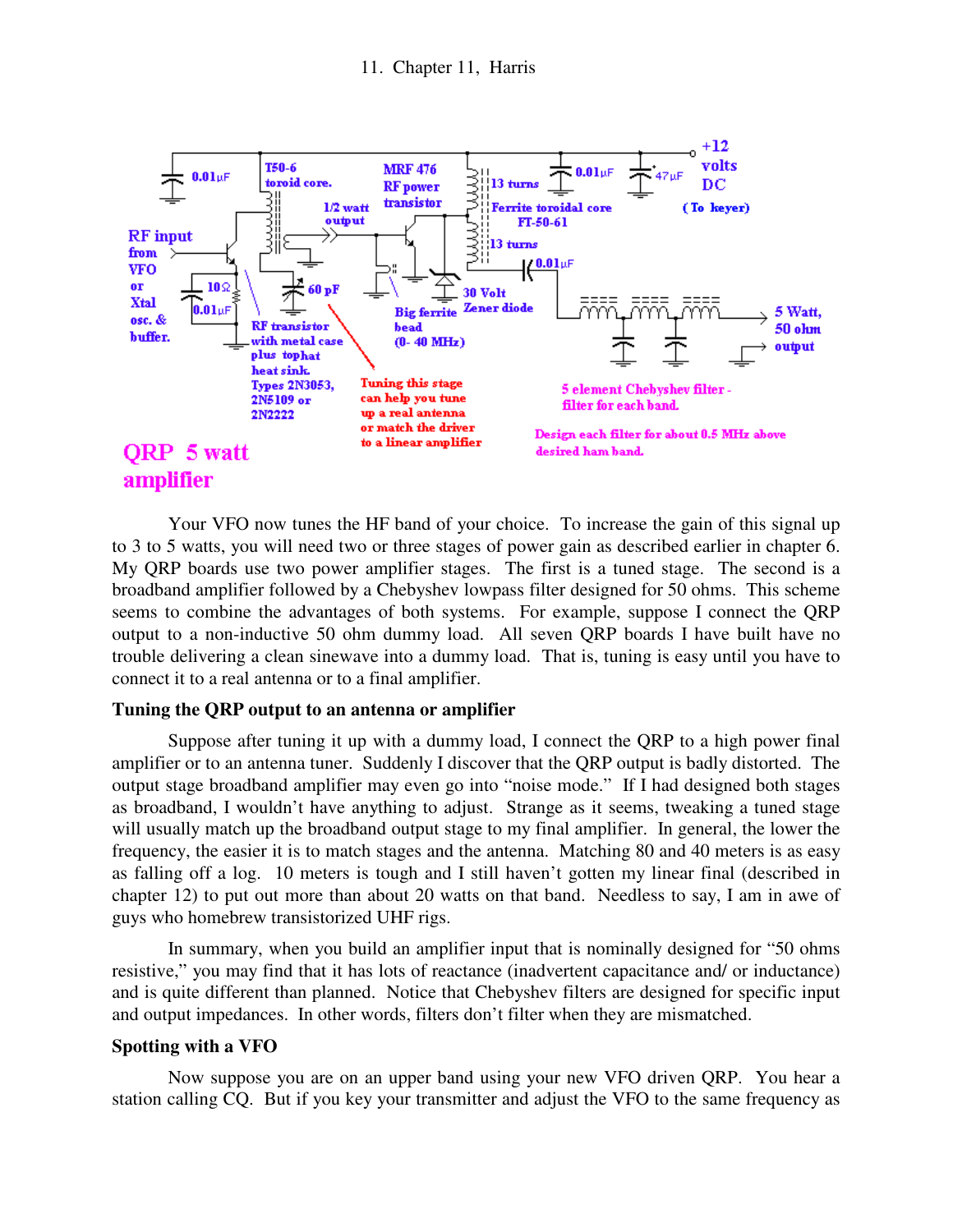**QRP 5 watt amplifier**

Your VFO now tunes the HF band of your choice. To increase the gain of this signal up to 3 to 5 watts, you will need two or three stages of power gain as described earlier in chapter 6. My QRP boards use two power amplifier stages. The first is a tuned stage. The second is a broadband amplifier followed by a Chebyshev lowpass filter designed for 50 ohms. This scheme seems to combine the advantages of both systems. For example, suppose I connect the QRP output to a non-inductive 50 ohm dummy load. All seven QRP boards I have built have no trouble delivering a clean sinewave into a dummy load. That is, tuning is easy until you have to connect it to a real antenna or to a final amplifier.

### Tuning the QRP output to an antenna or amplifier

Suppose after tuning it up with a dummy load, I connect the QRP to a high power final amplifier or to an antenna tuner. Suddenly I discover that the QRP output is badly distorted. The output stage broadband amplifier may even go into "noise mode." If I had designed both stages as broadband, I wouldn't have anything to adjust. Strange as it seems, tweaking a tuned stage will usually match up the broadband output stage to my final amplifier. In general, the lower the frequency, the easier it is to match stages and the antenna. Matching 80 and 40 meters is as easy as falling off a log. 10 meters is tough and I still haven't gotten my linear final (described in chapter 12) to put out more than about 20 watts on that band. Needless to say, I am in awe of guys who homebrew transistorized UHF rigs.

In summary, when you build an amplifier input that is nominally designed for "50 ohms resistive," you may find that it has lots of reactance (inadvertent capacitance and/ or inductance) and is quite different than planned. Notice that Chebyshev filters are designed for specific input and output impedances. In other words, filters don't filter when they are mismatched.

### Spotting with a VFO

Now suppose you are on an upper band using your new VFO driven QRP. You hear a station calling CQ. But if you key your transmitter and adjust the VFO to the same frequency as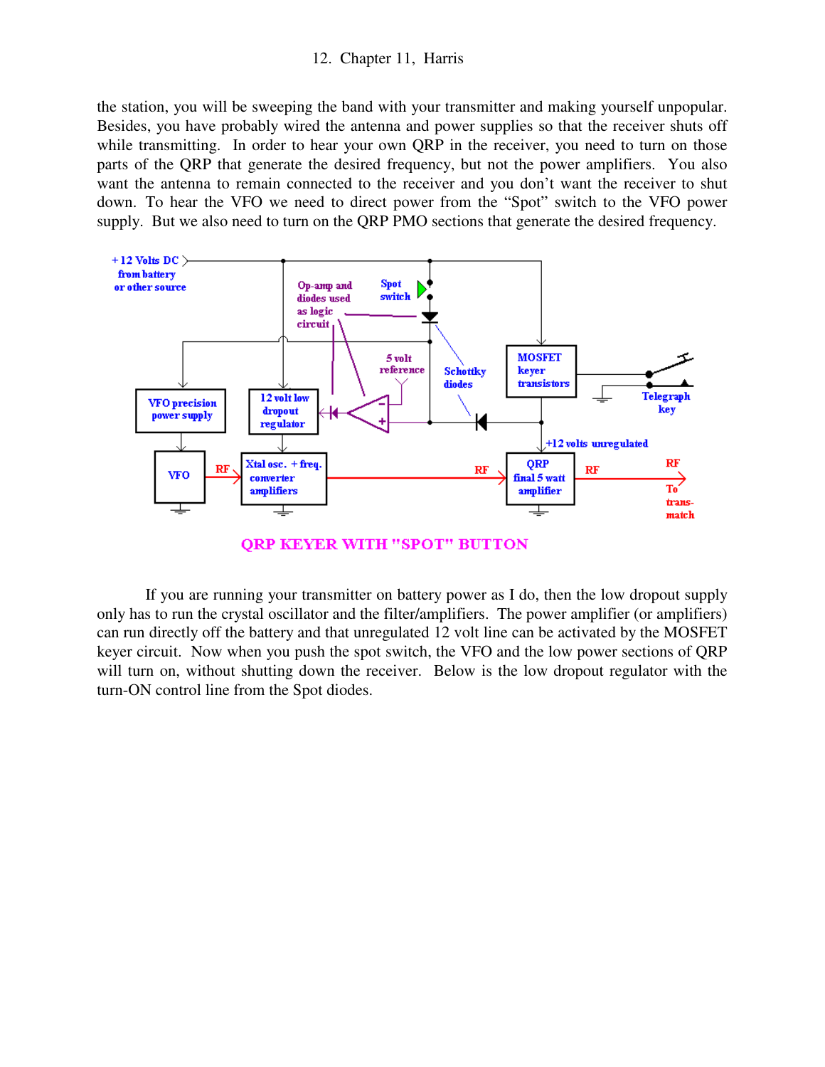the station, you will be sweeping the band with your transmitter and making yourself unpopular. Besides, you have probably wired the antenna and power supplies so that the receiver shuts off while transmitting. In order to hear your own QRP in the receiver, you need to turn on those parts of the QRP that generate the desired frequency, but not the power amplifiers. You also want the antenna to remain connected to the receiver and you don't want the receiver to shut down. To hear the VFO we need to direct power from the "Spot" switch to the VFO power supply. But we also need to turn on the QRP PMO sections that generate the desired frequency.

QRP KEYER WITH "SPOT" BUTTON

If you are running your transmitter on battery power as I do, then the low dropout supply only has to run the crystal oscillator and the filter/amplifiers. The power amplifier (or amplifiers) can run directly off the battery and that unregulated 12 volt line can be activated by the MOSFET keyer circuit. Now when you push the spot switch, the VFO and the low power sections of QRP will turn on, without shutting down the receiver. Below is the low dropout regulator with the turn-ON control line from the Spot diodes.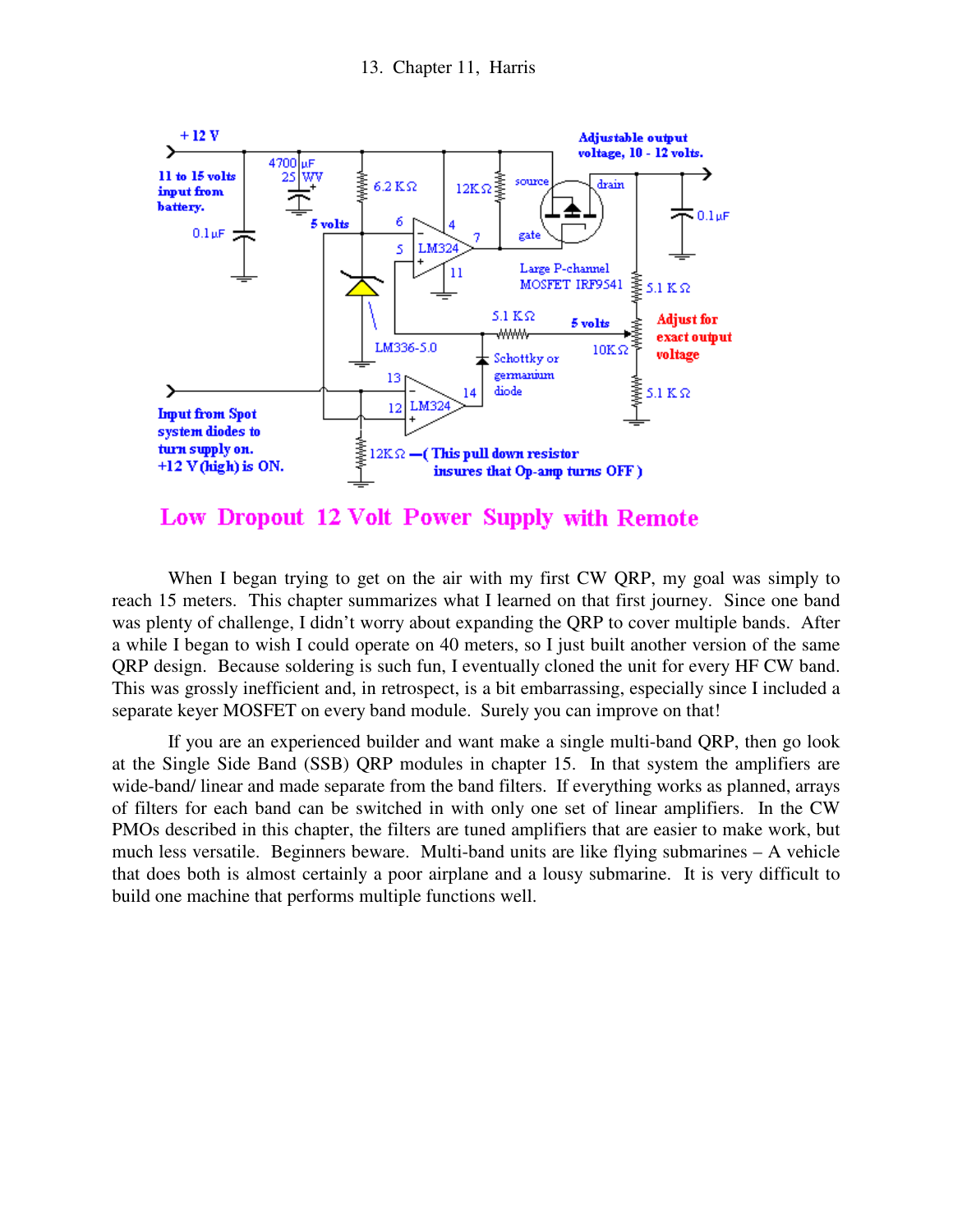+12 V

11 to 15 volts input from battery.

4700 µF 25 WV

0.1 µF

6.2 KΩ

5 volts

12KΩ

source

drain

gate

Adjustable output voltage, 10 - 12 volts.

0.1 µF

LM324

Large P-channel MOSFET IRF9541

5.1 KΩ

LM336-5.0

5.1 KΩ

5 volts

Adjust for exact output voltage

10K Ω

Schottky or germanium diode

5.1 KΩ

LM324

Input from Spot system diodes to turn supply on. +12 V (high) is ON.

12KΩ —( This pull down resistor insures that Op-amp turns OFF )

## Low Dropout 12 Volt Power Supply with Remote

When I began trying to get on the air with my first CW QRP, my goal was simply to reach 15 meters. This chapter summarizes what I learned on that first journey. Since one band was plenty of challenge, I didn't worry about expanding the QRP to cover multiple bands. After a while I began to wish I could operate on 40 meters, so I just built another version of the same QRP design. Because soldering is such fun, I eventually cloned the unit for every HF CW band. This was grossly inefficient and, in retrospect, is a bit embarrassing, especially since I included a separate keyer MOSFET on every band module. Surely you can improve on that!

If you are an experienced builder and want make a single multi-band QRP, then go look at the Single Side Band (SSB) QRP modules in chapter 15. In that system the amplifiers are wide-band/ linear and made separate from the band filters. If everything works as planned, arrays of filters for each band can be switched in with only one set of linear amplifiers. In the CW PMOs described in this chapter, the filters are tuned amplifiers that are easier to make work, but much less versatile. Beginners beware. Multi-band units are like flying submarines – A vehicle that does both is almost certainly a poor airplane and a lousy submarine. It is very difficult to build one machine that performs multiple functions well.